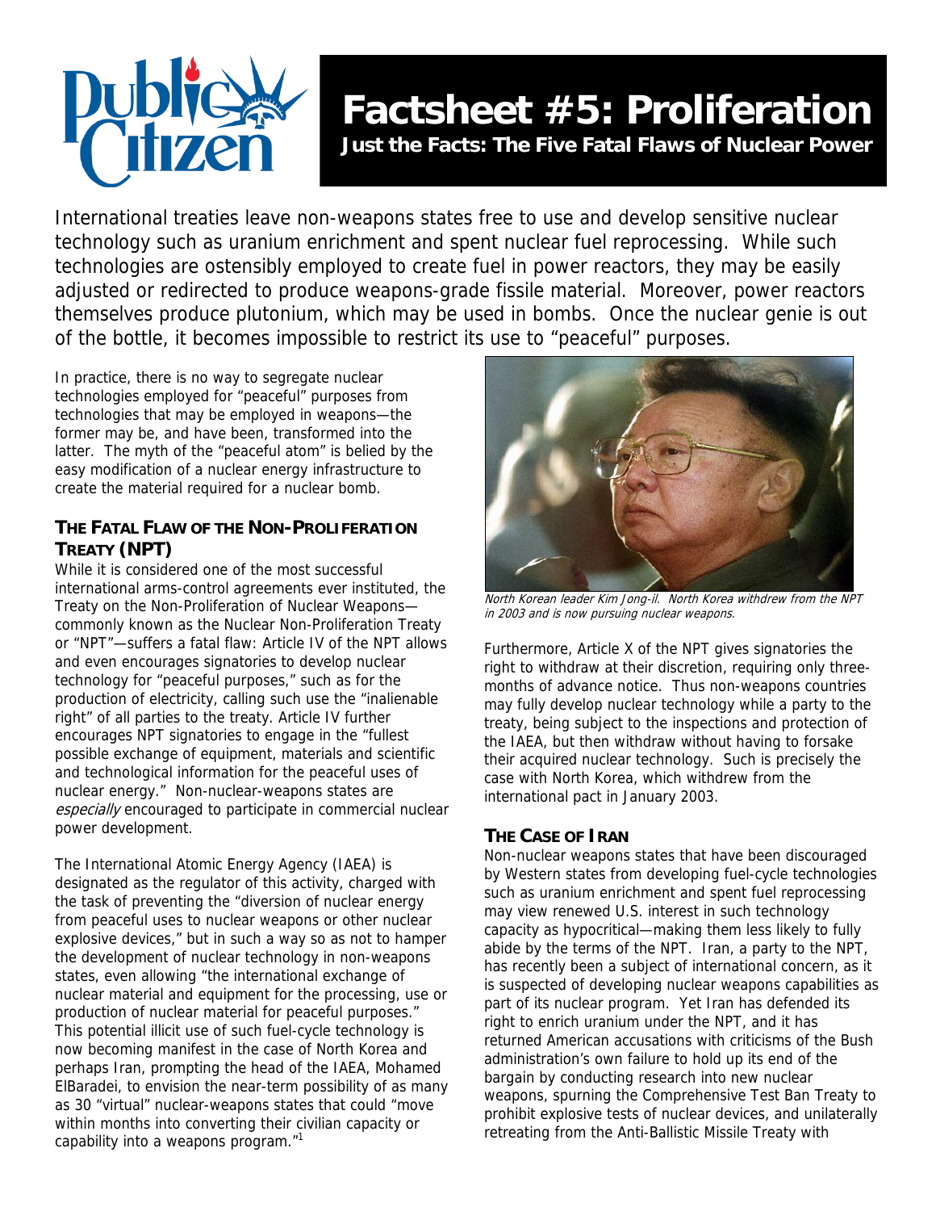# Factsheet #5: Proliferation

**Just the Facts: The Five Fatal Flaws of Nuclear Power**

International treaties leave non-weapons states free to use and develop sensitive nuclear technology such as uranium enrichment and spent nuclear fuel reprocessing. While such technologies are ostensibly employed to create fuel in power reactors, they may be easily adjusted or redirected to produce weapons-grade fissile material. Moreover, power reactors themselves produce plutonium, which may be used in bombs. Once the nuclear genie is out of the bottle, it becomes impossible to restrict its use to "peaceful" purposes.

In practice, there is no way to segregate nuclear technologies employed for "peaceful" purposes from technologies that may be employed in weapons—the former may be, and have been, transformed into the latter. The myth of the "peaceful atom" is belied by the easy modification of a nuclear energy infrastructure to create the material required for a nuclear bomb.

## The Fatal Flaw of the Non-Proliferation Treaty (NPT)

While it is considered one of the most successful international arms-control agreements ever instituted, the Treaty on the Non-Proliferation of Nuclear Weapons—commonly known as the Nuclear Non-Proliferation Treaty or "NPT"—suffers a fatal flaw: Article IV of the NPT allows and even encourages signatories to develop nuclear technology for "peaceful purposes," such as for the production of electricity, calling such use the "inalienable right" of all parties to the treaty. Article IV further encourages NPT signatories to engage in the "fullest possible exchange of equipment, materials and scientific and technological information for the peaceful uses of nuclear energy." Non-nuclear-weapons states are *especially* encouraged to participate in commercial nuclear power development.

The International Atomic Energy Agency (IAEA) is designated as the regulator of this activity, charged with the task of preventing the "diversion of nuclear energy from peaceful uses to nuclear weapons or other nuclear explosive devices," but in such a way so as not to hamper the development of nuclear technology in non-weapons states, even allowing "the international exchange of nuclear material and equipment for the processing, use or production of nuclear material for peaceful purposes." This potential illicit use of such fuel-cycle technology is now becoming manifest in the case of North Korea and perhaps Iran, prompting the head of the IAEA, Mohamed ElBaradei, to envision the near-term possibility of as many as 30 "virtual" nuclear-weapons states that could "move within months into converting their civilian capacity or capability into a weapons program."[1]

*North Korean leader Kim Jong-il. North Korea withdrew from the NPT in 2003 and is now pursuing nuclear weapons.*

Furthermore, Article X of the NPT gives signatories the right to withdraw at their discretion, requiring only three-months of advance notice. Thus non-weapons countries may fully develop nuclear technology while a party to the treaty, being subject to the inspections and protection of the IAEA, but then withdraw without having to forsake their acquired nuclear technology. Such is precisely the case with North Korea, which withdrew from the international pact in January 2003.

## The Case of Iran

Non-nuclear weapons states that have been discouraged by Western states from developing fuel-cycle technologies such as uranium enrichment and spent fuel reprocessing may view renewed U.S. interest in such technology capacity as hypocritical—making them less likely to fully abide by the terms of the NPT. Iran, a party to the NPT, has recently been a subject of international concern, as it is suspected of developing nuclear weapons capabilities as part of its nuclear program. Yet Iran has defended its right to enrich uranium under the NPT, and it has returned American accusations with criticisms of the Bush administration's own failure to hold up its end of the bargain by conducting research into new nuclear weapons, spurning the Comprehensive Test Ban Treaty to prohibit explosive tests of nuclear devices, and unilaterally retreating from the Anti-Ballistic Missile Treaty with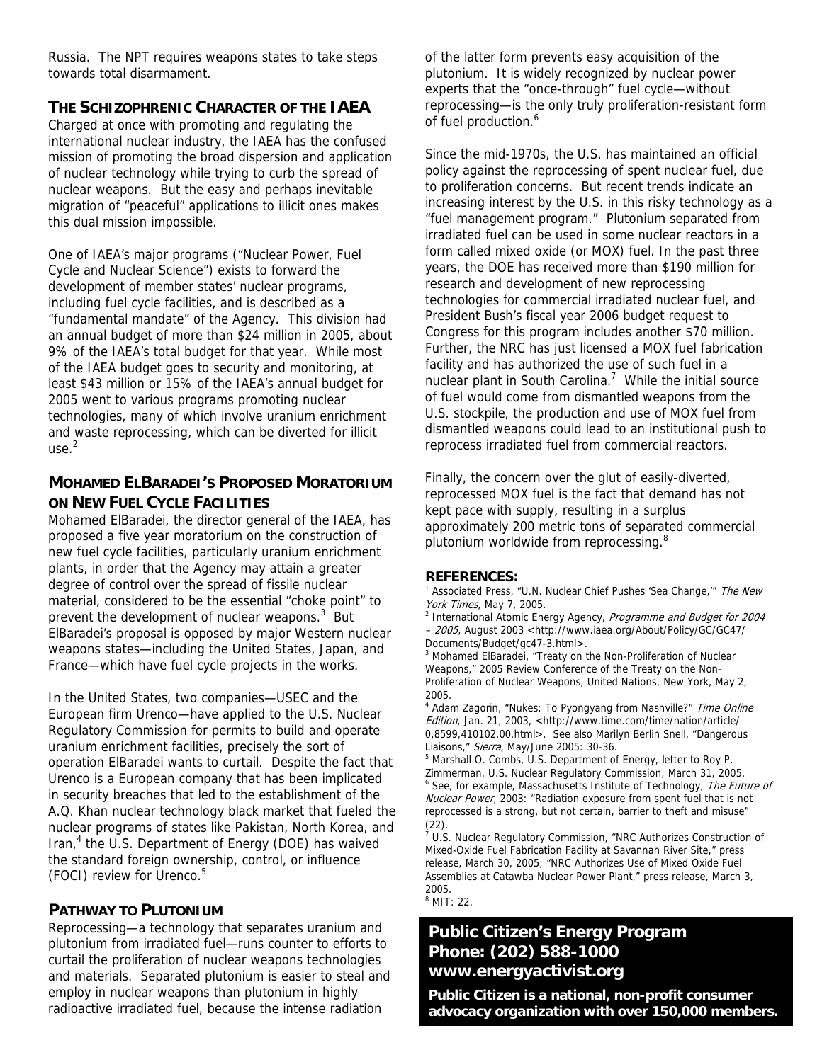Russia. The NPT requires weapons states to take steps towards total disarmament.

## THE SCHIZOPHRENIC CHARACTER OF THE IAEA

Charged at once with promoting and regulating the international nuclear industry, the IAEA has the confused mission of promoting the broad dispersion and application of nuclear technology while trying to curb the spread of nuclear weapons. But the easy and perhaps inevitable migration of "peaceful" applications to illicit ones makes this dual mission impossible.

One of IAEA's major programs ("Nuclear Power, Fuel Cycle and Nuclear Science") exists to forward the development of member states' nuclear programs, including fuel cycle facilities, and is described as a "fundamental mandate" of the Agency. This division had an annual budget of more than $24 million in 2005, about 9% of the IAEA's total budget for that year. While most of the IAEA budget goes to security and monitoring, at least $43 million or 15% of the IAEA's annual budget for 2005 went to various programs promoting nuclear technologies, many of which involve uranium enrichment and waste reprocessing, which can be diverted for illicit use.[2]

## MOHAMED ELBARADEI'S PROPOSED MORATORIUM ON NEW FUEL CYCLE FACILITIES

Mohamed ElBaradei, the director general of the IAEA, has proposed a five year moratorium on the construction of new fuel cycle facilities, particularly uranium enrichment plants, in order that the Agency may attain a greater degree of control over the spread of fissile nuclear material, considered to be the essential "choke point" to prevent the development of nuclear weapons.[3] But ElBaradei's proposal is opposed by major Western nuclear weapons states—including the United States, Japan, and France—which have fuel cycle projects in the works.

In the United States, two companies—USEC and the European firm Urenco—have applied to the U.S. Nuclear Regulatory Commission for permits to build and operate uranium enrichment facilities, precisely the sort of operation ElBaradei wants to curtail. Despite the fact that Urenco is a European company that has been implicated in security breaches that led to the establishment of the A.Q. Khan nuclear technology black market that fueled the nuclear programs of states like Pakistan, North Korea, and Iran,[4] the U.S. Department of Energy (DOE) has waived the standard foreign ownership, control, or influence (FOCI) review for Urenco.[5]

## PATHWAY TO PLUTONIUM

Reprocessing—a technology that separates uranium and plutonium from irradiated fuel—runs counter to efforts to curtail the proliferation of nuclear weapons technologies and materials. Separated plutonium is easier to steal and employ in nuclear weapons than plutonium in highly radioactive irradiated fuel, because the intense radiation of the latter form prevents easy acquisition of the plutonium. It is widely recognized by nuclear power experts that the "once-through" fuel cycle—without reprocessing—is the only truly proliferation-resistant form of fuel production.[6]

Since the mid-1970s, the U.S. has maintained an official policy against the reprocessing of spent nuclear fuel, due to proliferation concerns. But recent trends indicate an increasing interest by the U.S. in this risky technology as a "fuel management program." Plutonium separated from irradiated fuel can be used in some nuclear reactors in a form called mixed oxide (or MOX) fuel. In the past three years, the DOE has received more than $190 million for research and development of new reprocessing technologies for commercial irradiated nuclear fuel, and President Bush's fiscal year 2006 budget request to Congress for this program includes another $70 million. Further, the NRC has just licensed a MOX fuel fabrication facility and has authorized the use of such fuel in a nuclear plant in South Carolina.[7] While the initial source of fuel would come from dismantled weapons from the U.S. stockpile, the production and use of MOX fuel from dismantled weapons could lead to an institutional push to reprocess irradiated fuel from commercial reactors.

Finally, the concern over the glut of easily-diverted, reprocessed MOX fuel is the fact that demand has not kept pace with supply, resulting in a surplus approximately 200 metric tons of separated commercial plutonium worldwide from reprocessing.[8]

---

**REFERENCES:**

[1] Associated Press, "U.N. Nuclear Chief Pushes 'Sea Change,'" *The New York Times*, May 7, 2005.

[2] International Atomic Energy Agency, *Programme and Budget for 2004 – 2005*, August 2003 <http://www.iaea.org/About/Policy/GC/GC47/Documents/Budget/gc47-3.html>.

[3] Mohamed ElBaradei, "Treaty on the Non-Proliferation of Nuclear Weapons," 2005 Review Conference of the Treaty on the Non-Proliferation of Nuclear Weapons, United Nations, New York, May 2, 2005.

[4] Adam Zagorin, "Nukes: To Pyongyang from Nashville?" *Time Online Edition*, Jan. 21, 2003, <http://www.time.com/time/nation/article/0,8599,410102,00.html>. See also Marilyn Berlin Snell, "Dangerous Liaisons," *Sierra*, May/June 2005: 30-36.

[5] Marshall O. Combs, U.S. Department of Energy, letter to Roy P. Zimmerman, U.S. Nuclear Regulatory Commission, March 31, 2005.

[6] See, for example, Massachusetts Institute of Technology, *The Future of Nuclear Power*, 2003: "Radiation exposure from spent fuel that is not reprocessed is a strong, but not certain, barrier to theft and misuse" (22).

[7] U.S. Nuclear Regulatory Commission, "NRC Authorizes Construction of Mixed-Oxide Fuel Fabrication Facility at Savannah River Site," press release, March 30, 2005; "NRC Authorizes Use of Mixed Oxide Fuel Assemblies at Catawba Nuclear Power Plant," press release, March 3, 2005.

[8] MIT: 22.

**Public Citizen's Energy Program**
**Phone: (202) 588-1000**
**www.energyactivist.org**

**Public Citizen is a national, non-profit consumer advocacy organization with over 150,000 members.**